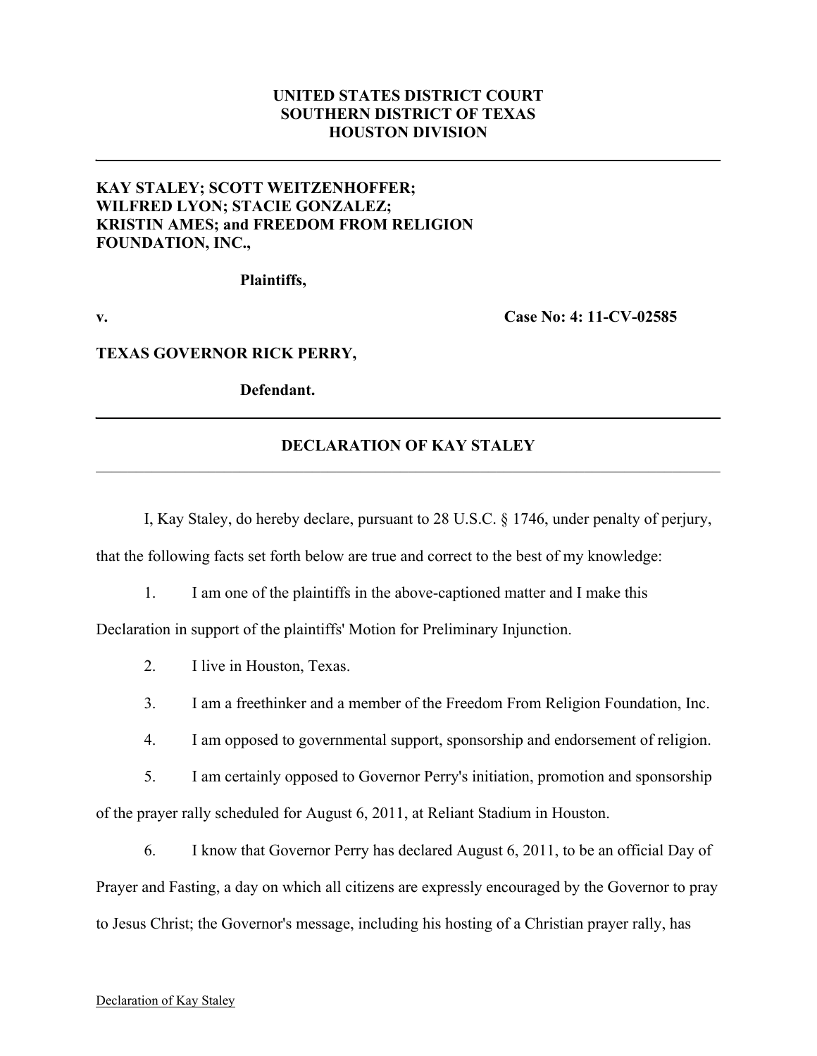**UNITED STATES DISTRICT COURT**
**SOUTHERN DISTRICT OF TEXAS**
**HOUSTON DIVISION**

---

**KAY STALEY; SCOTT WEITZENHOFFER; WILFRED LYON; STACIE GONZALEZ; KRISTIN AMES; and FREEDOM FROM RELIGION FOUNDATION, INC.,**

**Plaintiffs,**

**v.** **Case No: 4: 11-CV-02585**

**TEXAS GOVERNOR RICK PERRY,**

**Defendant.**

---

## DECLARATION OF KAY STALEY

---

I, Kay Staley, do hereby declare, pursuant to 28 U.S.C. § 1746, under penalty of perjury, that the following facts set forth below are true and correct to the best of my knowledge:

1. I am one of the plaintiffs in the above-captioned matter and I make this Declaration in support of the plaintiffs' Motion for Preliminary Injunction.

2. I live in Houston, Texas.

3. I am a freethinker and a member of the Freedom From Religion Foundation, Inc.

4. I am opposed to governmental support, sponsorship and endorsement of religion.

5. I am certainly opposed to Governor Perry's initiation, promotion and sponsorship of the prayer rally scheduled for August 6, 2011, at Reliant Stadium in Houston.

6. I know that Governor Perry has declared August 6, 2011, to be an official Day of Prayer and Fasting, a day on which all citizens are expressly encouraged by the Governor to pray to Jesus Christ; the Governor's message, including his hosting of a Christian prayer rally, has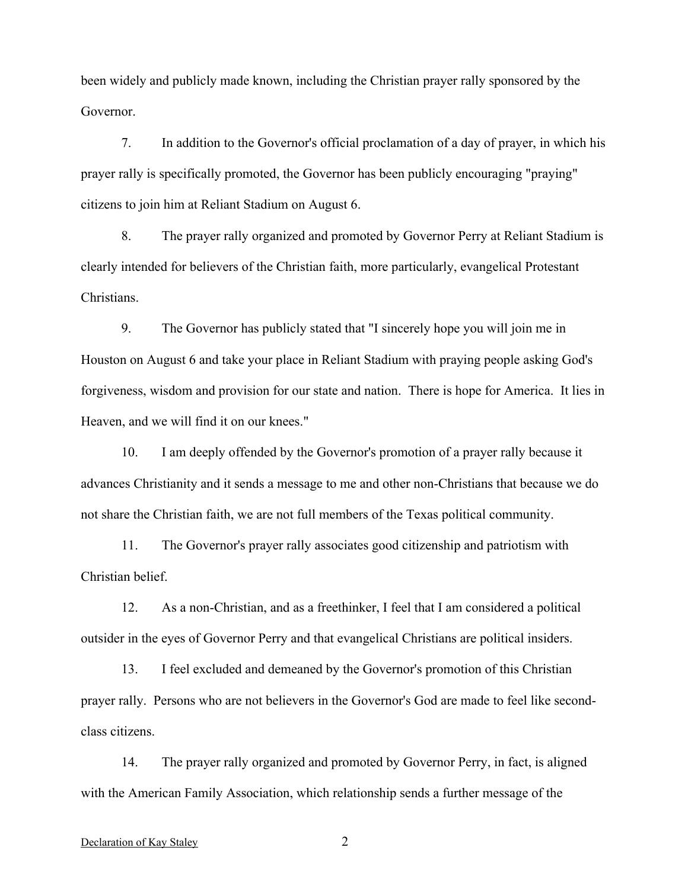been widely and publicly made known, including the Christian prayer rally sponsored by the Governor.

7. In addition to the Governor's official proclamation of a day of prayer, in which his prayer rally is specifically promoted, the Governor has been publicly encouraging "praying" citizens to join him at Reliant Stadium on August 6.

8. The prayer rally organized and promoted by Governor Perry at Reliant Stadium is clearly intended for believers of the Christian faith, more particularly, evangelical Protestant Christians.

9. The Governor has publicly stated that "I sincerely hope you will join me in Houston on August 6 and take your place in Reliant Stadium with praying people asking God's forgiveness, wisdom and provision for our state and nation. There is hope for America. It lies in Heaven, and we will find it on our knees."

10. I am deeply offended by the Governor's promotion of a prayer rally because it advances Christianity and it sends a message to me and other non-Christians that because we do not share the Christian faith, we are not full members of the Texas political community.

11. The Governor's prayer rally associates good citizenship and patriotism with Christian belief.

12. As a non-Christian, and as a freethinker, I feel that I am considered a political outsider in the eyes of Governor Perry and that evangelical Christians are political insiders.

13. I feel excluded and demeaned by the Governor's promotion of this Christian prayer rally. Persons who are not believers in the Governor's God are made to feel like second-class citizens.

14. The prayer rally organized and promoted by Governor Perry, in fact, is aligned with the American Family Association, which relationship sends a further message of the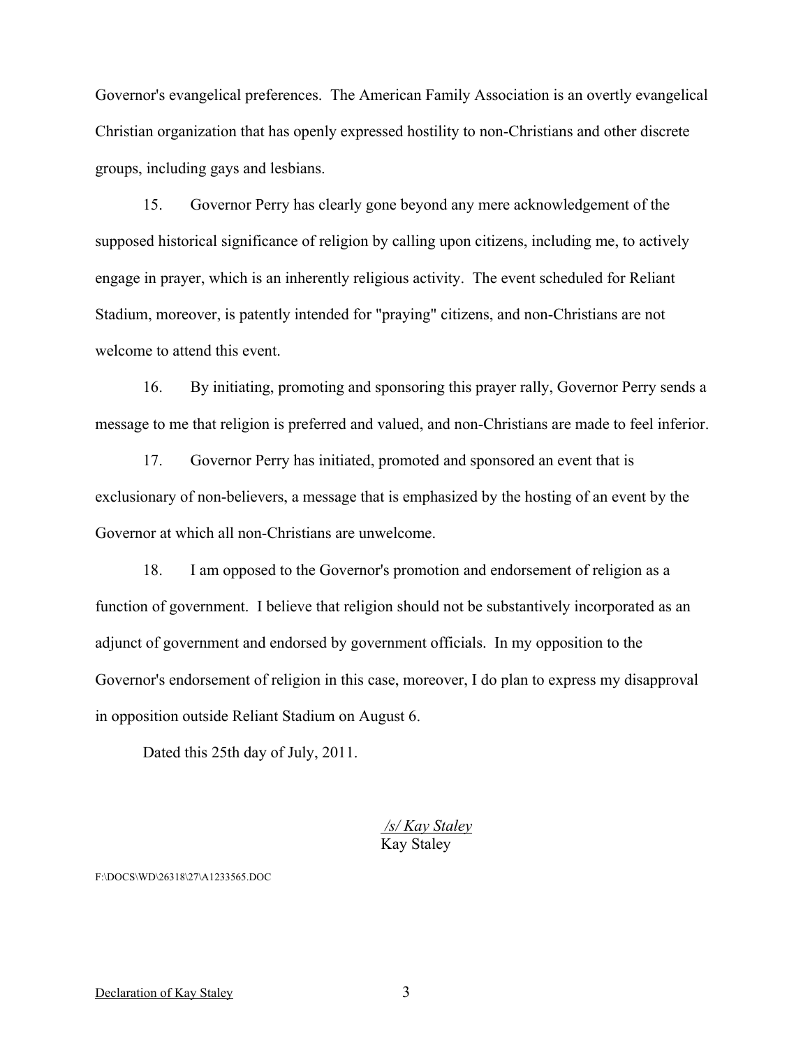Governor's evangelical preferences. The American Family Association is an overtly evangelical Christian organization that has openly expressed hostility to non-Christians and other discrete groups, including gays and lesbians.

15. Governor Perry has clearly gone beyond any mere acknowledgement of the supposed historical significance of religion by calling upon citizens, including me, to actively engage in prayer, which is an inherently religious activity. The event scheduled for Reliant Stadium, moreover, is patently intended for "praying" citizens, and non-Christians are not welcome to attend this event.

16. By initiating, promoting and sponsoring this prayer rally, Governor Perry sends a message to me that religion is preferred and valued, and non-Christians are made to feel inferior.

17. Governor Perry has initiated, promoted and sponsored an event that is exclusionary of non-believers, a message that is emphasized by the hosting of an event by the Governor at which all non-Christians are unwelcome.

18. I am opposed to the Governor's promotion and endorsement of religion as a function of government. I believe that religion should not be substantively incorporated as an adjunct of government and endorsed by government officials. In my opposition to the Governor's endorsement of religion in this case, moreover, I do plan to express my disapproval in opposition outside Reliant Stadium on August 6.

Dated this 25th day of July, 2011.

*/s/ Kay Staley*
Kay Staley

F:\DOCS\WD\26318\27\A1233565.DOC